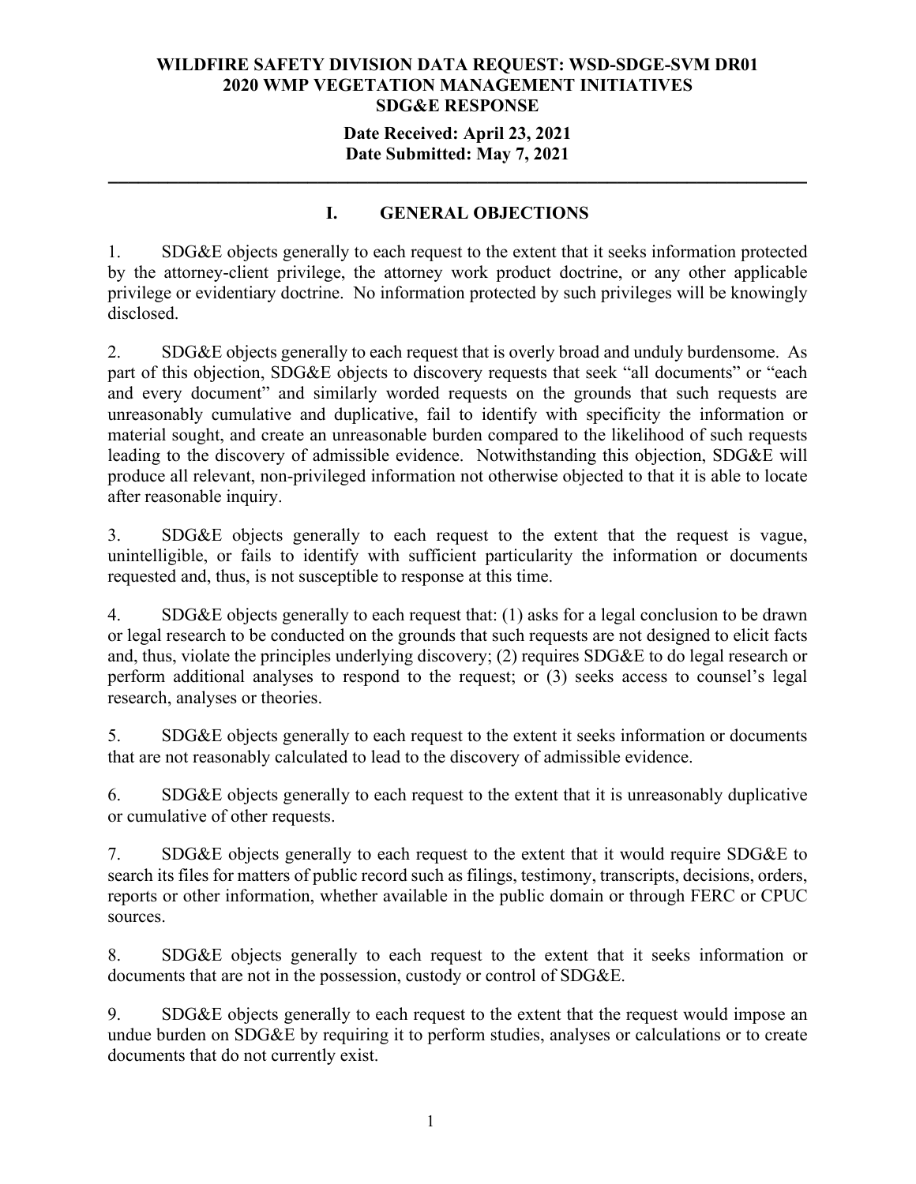**WILDFIRE SAFETY DIVISION DATA REQUEST: WSD-SDGE-SVM DR01**
**2020 WMP VEGETATION MANAGEMENT INITIATIVES**
**SDG&E RESPONSE**

**Date Received: April 23, 2021**
**Date Submitted: May 7, 2021**

---

## I. GENERAL OBJECTIONS

1. SDG&E objects generally to each request to the extent that it seeks information protected by the attorney-client privilege, the attorney work product doctrine, or any other applicable privilege or evidentiary doctrine. No information protected by such privileges will be knowingly disclosed.

2. SDG&E objects generally to each request that is overly broad and unduly burdensome. As part of this objection, SDG&E objects to discovery requests that seek "all documents" or "each and every document" and similarly worded requests on the grounds that such requests are unreasonably cumulative and duplicative, fail to identify with specificity the information or material sought, and create an unreasonable burden compared to the likelihood of such requests leading to the discovery of admissible evidence. Notwithstanding this objection, SDG&E will produce all relevant, non-privileged information not otherwise objected to that it is able to locate after reasonable inquiry.

3. SDG&E objects generally to each request to the extent that the request is vague, unintelligible, or fails to identify with sufficient particularity the information or documents requested and, thus, is not susceptible to response at this time.

4. SDG&E objects generally to each request that: (1) asks for a legal conclusion to be drawn or legal research to be conducted on the grounds that such requests are not designed to elicit facts and, thus, violate the principles underlying discovery; (2) requires SDG&E to do legal research or perform additional analyses to respond to the request; or (3) seeks access to counsel's legal research, analyses or theories.

5. SDG&E objects generally to each request to the extent it seeks information or documents that are not reasonably calculated to lead to the discovery of admissible evidence.

6. SDG&E objects generally to each request to the extent that it is unreasonably duplicative or cumulative of other requests.

7. SDG&E objects generally to each request to the extent that it would require SDG&E to search its files for matters of public record such as filings, testimony, transcripts, decisions, orders, reports or other information, whether available in the public domain or through FERC or CPUC sources.

8. SDG&E objects generally to each request to the extent that it seeks information or documents that are not in the possession, custody or control of SDG&E.

9. SDG&E objects generally to each request to the extent that the request would impose an undue burden on SDG&E by requiring it to perform studies, analyses or calculations or to create documents that do not currently exist.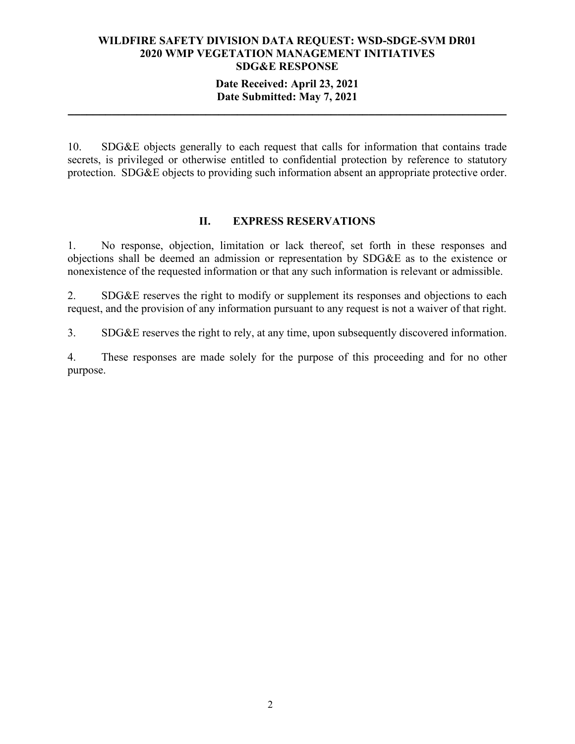10. SDG&E objects generally to each request that calls for information that contains trade secrets, is privileged or otherwise entitled to confidential protection by reference to statutory protection. SDG&E objects to providing such information absent an appropriate protective order.

## II. EXPRESS RESERVATIONS

1. No response, objection, limitation or lack thereof, set forth in these responses and objections shall be deemed an admission or representation by SDG&E as to the existence or nonexistence of the requested information or that any such information is relevant or admissible.

2. SDG&E reserves the right to modify or supplement its responses and objections to each request, and the provision of any information pursuant to any request is not a waiver of that right.

3. SDG&E reserves the right to rely, at any time, upon subsequently discovered information.

4. These responses are made solely for the purpose of this proceeding and for no other purpose.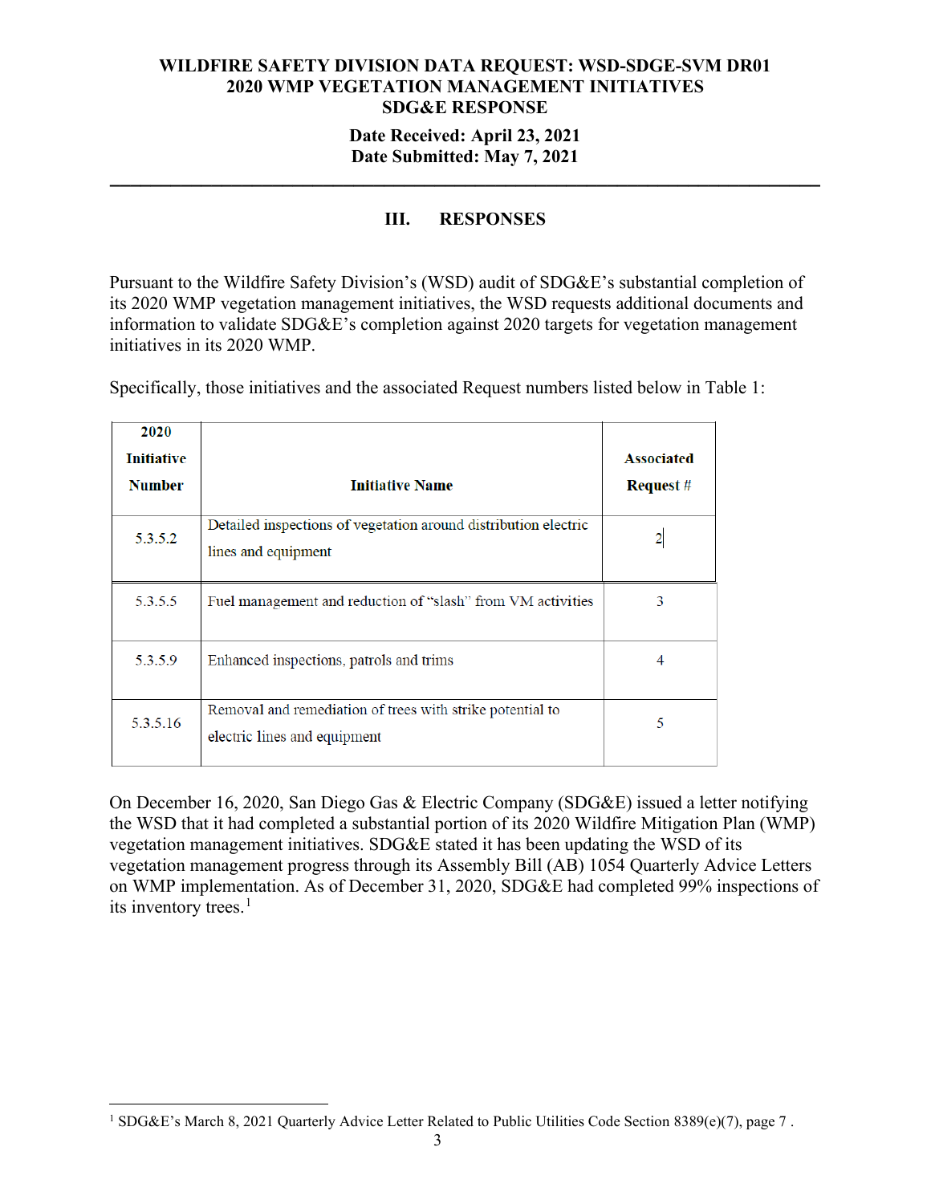**WILDFIRE SAFETY DIVISION DATA REQUEST: WSD-SDGE-SVM DR01**
**2020 WMP VEGETATION MANAGEMENT INITIATIVES**
**SDG&E RESPONSE**

**Date Received: April 23, 2021**
**Date Submitted: May 7, 2021**

---

## III. RESPONSES

Pursuant to the Wildfire Safety Division's (WSD) audit of SDG&E's substantial completion of its 2020 WMP vegetation management initiatives, the WSD requests additional documents and information to validate SDG&E's completion against 2020 targets for vegetation management initiatives in its 2020 WMP.

Specifically, those initiatives and the associated Request numbers listed below in Table 1:

| 2020 Initiative Number | Initiative Name | Associated Request # |
|---|---|---|
| 5.3.5.2 | Detailed inspections of vegetation around distribution electric lines and equipment | 2 |
| 5.3.5.5 | Fuel management and reduction of "slash" from VM activities | 3 |
| 5.3.5.9 | Enhanced inspections, patrols and trims | 4 |
| 5.3.5.16 | Removal and remediation of trees with strike potential to electric lines and equipment | 5 |

On December 16, 2020, San Diego Gas & Electric Company (SDG&E) issued a letter notifying the WSD that it had completed a substantial portion of its 2020 Wildfire Mitigation Plan (WMP) vegetation management initiatives. SDG&E stated it has been updating the WSD of its vegetation management progress through its Assembly Bill (AB) 1054 Quarterly Advice Letters on WMP implementation. As of December 31, 2020, SDG&E had completed 99% inspections of its inventory trees.[1]

---

[1] SDG&E's March 8, 2021 Quarterly Advice Letter Related to Public Utilities Code Section 8389(e)(7), page 7 .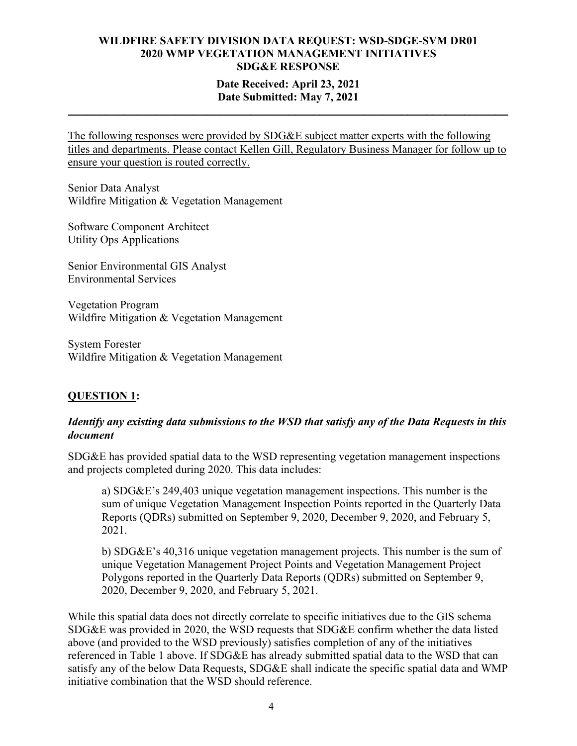**WILDFIRE SAFETY DIVISION DATA REQUEST: WSD-SDGE-SVM DR01**
**2020 WMP VEGETATION MANAGEMENT INITIATIVES**
**SDG&E RESPONSE**

**Date Received: April 23, 2021**
**Date Submitted: May 7, 2021**

---

<u>The following responses were provided by SDG&E subject matter experts with the following titles and departments. Please contact Kellen Gill, Regulatory Business Manager for follow up to ensure your question is routed correctly.</u>

Senior Data Analyst
Wildfire Mitigation & Vegetation Management

Software Component Architect
Utility Ops Applications

Senior Environmental GIS Analyst
Environmental Services

Vegetation Program
Wildfire Mitigation & Vegetation Management

System Forester
Wildfire Mitigation & Vegetation Management

## <u>QUESTION 1</u>:

***Identify any existing data submissions to the WSD that satisfy any of the Data Requests in this document***

SDG&E has provided spatial data to the WSD representing vegetation management inspections and projects completed during 2020. This data includes:

a) SDG&E's 249,403 unique vegetation management inspections. This number is the sum of unique Vegetation Management Inspection Points reported in the Quarterly Data Reports (QDRs) submitted on September 9, 2020, December 9, 2020, and February 5, 2021.

b) SDG&E's 40,316 unique vegetation management projects. This number is the sum of unique Vegetation Management Project Points and Vegetation Management Project Polygons reported in the Quarterly Data Reports (QDRs) submitted on September 9, 2020, December 9, 2020, and February 5, 2021.

While this spatial data does not directly correlate to specific initiatives due to the GIS schema SDG&E was provided in 2020, the WSD requests that SDG&E confirm whether the data listed above (and provided to the WSD previously) satisfies completion of any of the initiatives referenced in Table 1 above. If SDG&E has already submitted spatial data to the WSD that can satisfy any of the below Data Requests, SDG&E shall indicate the specific spatial data and WMP initiative combination that the WSD should reference.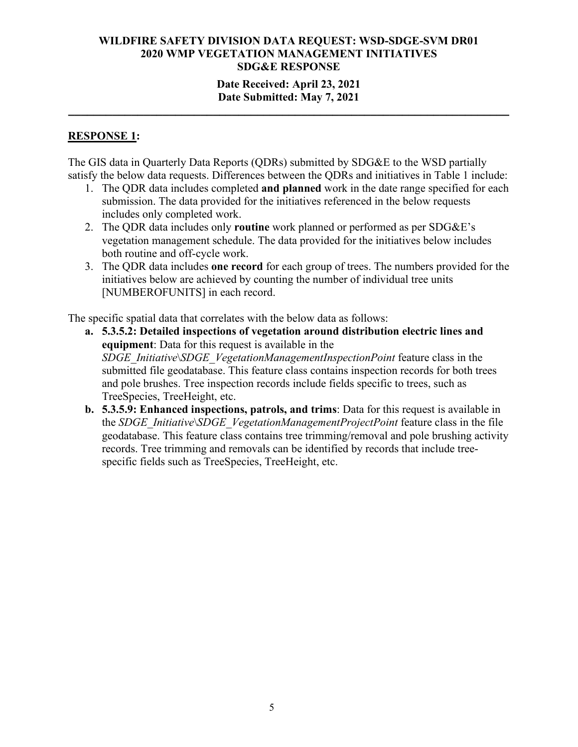**RESPONSE 1:**

The GIS data in Quarterly Data Reports (QDRs) submitted by SDG&E to the WSD partially satisfy the below data requests. Differences between the QDRs and initiatives in Table 1 include:

1. The QDR data includes completed **and planned** work in the date range specified for each submission. The data provided for the initiatives referenced in the below requests includes only completed work.
2. The QDR data includes only **routine** work planned or performed as per SDG&E's vegetation management schedule. The data provided for the initiatives below includes both routine and off-cycle work.
3. The QDR data includes **one record** for each group of trees. The numbers provided for the initiatives below are achieved by counting the number of individual tree units [NUMBEROFUNITS] in each record.

The specific spatial data that correlates with the below data as follows:

- **a. 5.3.5.2: Detailed inspections of vegetation around distribution electric lines and equipment**: Data for this request is available in the *SDGE_Initiative\SDGE_VegetationManagementInspectionPoint* feature class in the submitted file geodatabase. This feature class contains inspection records for both trees and pole brushes. Tree inspection records include fields specific to trees, such as TreeSpecies, TreeHeight, etc.
- **b. 5.3.5.9: Enhanced inspections, patrols, and trims**: Data for this request is available in the *SDGE_Initiative\SDGE_VegetationManagementProjectPoint* feature class in the file geodatabase. This feature class contains tree trimming/removal and pole brushing activity records. Tree trimming and removals can be identified by records that include tree-specific fields such as TreeSpecies, TreeHeight, etc.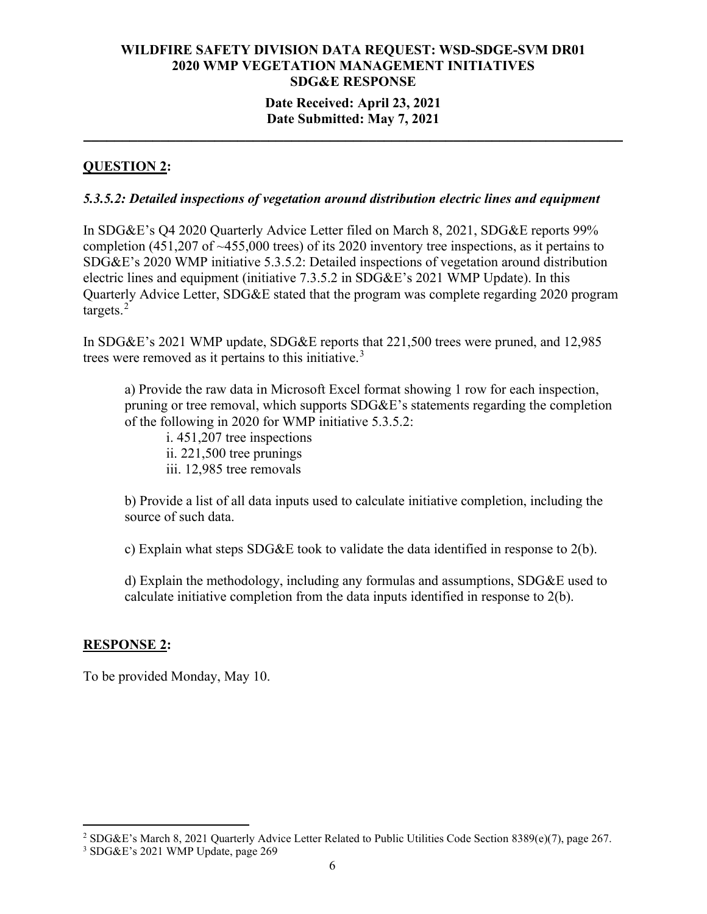**WILDFIRE SAFETY DIVISION DATA REQUEST: WSD-SDGE-SVM DR01**
**2020 WMP VEGETATION MANAGEMENT INITIATIVES**
**SDG&E RESPONSE**

**Date Received: April 23, 2021**
**Date Submitted: May 7, 2021**

---

**QUESTION 2:**

***5.3.5.2: Detailed inspections of vegetation around distribution electric lines and equipment***

In SDG&E's Q4 2020 Quarterly Advice Letter filed on March 8, 2021, SDG&E reports 99% completion (451,207 of ~455,000 trees) of its 2020 inventory tree inspections, as it pertains to SDG&E's 2020 WMP initiative 5.3.5.2: Detailed inspections of vegetation around distribution electric lines and equipment (initiative 7.3.5.2 in SDG&E's 2021 WMP Update). In this Quarterly Advice Letter, SDG&E stated that the program was complete regarding 2020 program targets.[2]

In SDG&E's 2021 WMP update, SDG&E reports that 221,500 trees were pruned, and 12,985 trees were removed as it pertains to this initiative.[3]

a) Provide the raw data in Microsoft Excel format showing 1 row for each inspection, pruning or tree removal, which supports SDG&E's statements regarding the completion of the following in 2020 for WMP initiative 5.3.5.2:

  i. 451,207 tree inspections
  ii. 221,500 tree prunings
  iii. 12,985 tree removals

b) Provide a list of all data inputs used to calculate initiative completion, including the source of such data.

c) Explain what steps SDG&E took to validate the data identified in response to 2(b).

d) Explain the methodology, including any formulas and assumptions, SDG&E used to calculate initiative completion from the data inputs identified in response to 2(b).

**RESPONSE 2:**

To be provided Monday, May 10.

---

[2] SDG&E's March 8, 2021 Quarterly Advice Letter Related to Public Utilities Code Section 8389(e)(7), page 267.

[3] SDG&E's 2021 WMP Update, page 269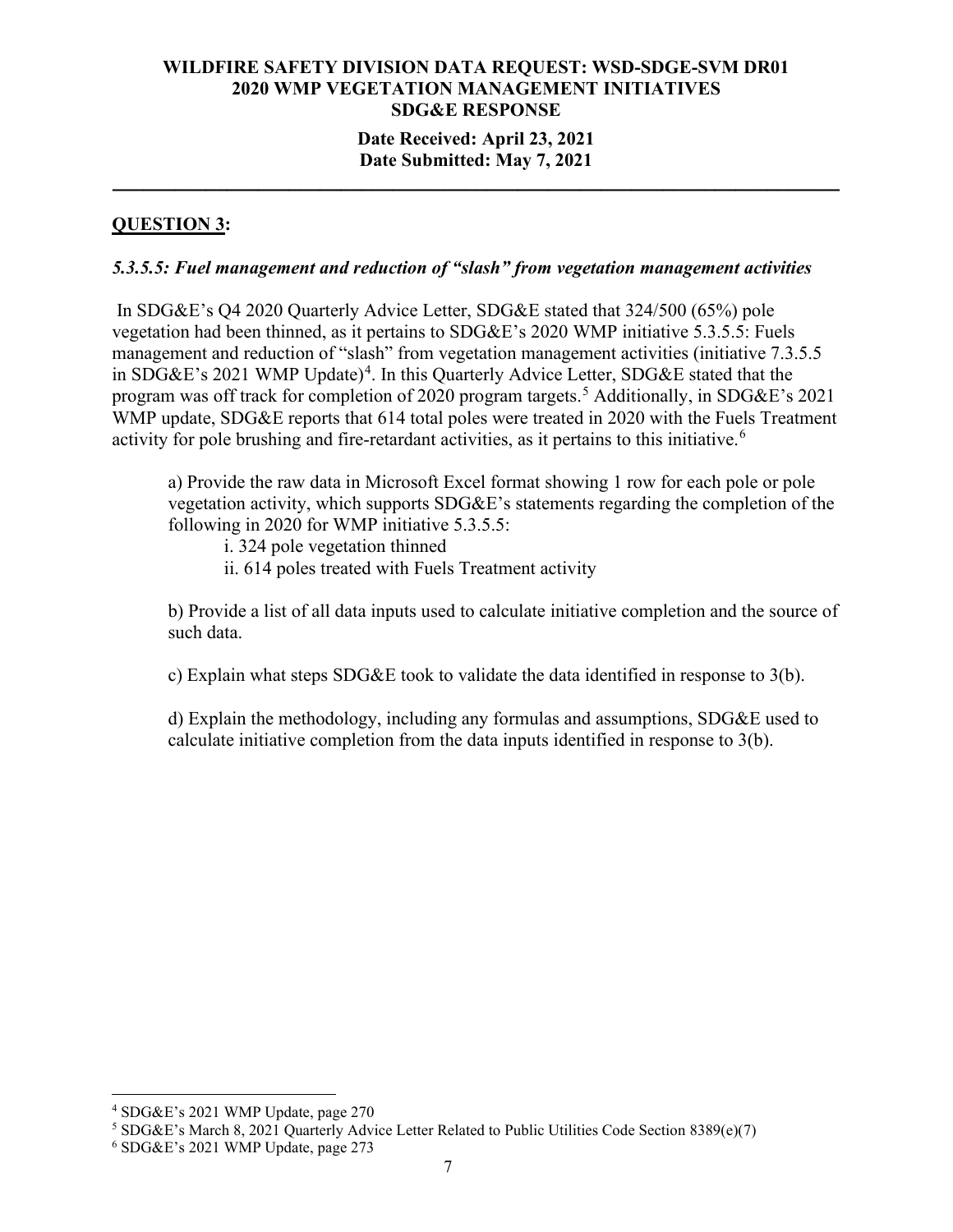# WILDFIRE SAFETY DIVISION DATA REQUEST: WSD-SDGE-SVM DR01
# 2020 WMP VEGETATION MANAGEMENT INITIATIVES
# SDG&E RESPONSE

**Date Received: April 23, 2021**
**Date Submitted: May 7, 2021**

---

## QUESTION 3:

***5.3.5.5: Fuel management and reduction of "slash" from vegetation management activities***

In SDG&E's Q4 2020 Quarterly Advice Letter, SDG&E stated that 324/500 (65%) pole vegetation had been thinned, as it pertains to SDG&E's 2020 WMP initiative 5.3.5.5: Fuels management and reduction of "slash" from vegetation management activities (initiative 7.3.5.5 in SDG&E's 2021 WMP Update)[4]. In this Quarterly Advice Letter, SDG&E stated that the program was off track for completion of 2020 program targets.[5] Additionally, in SDG&E's 2021 WMP update, SDG&E reports that 614 total poles were treated in 2020 with the Fuels Treatment activity for pole brushing and fire-retardant activities, as it pertains to this initiative.[6]

a) Provide the raw data in Microsoft Excel format showing 1 row for each pole or pole vegetation activity, which supports SDG&E's statements regarding the completion of the following in 2020 for WMP initiative 5.3.5.5:

i. 324 pole vegetation thinned

ii. 614 poles treated with Fuels Treatment activity

b) Provide a list of all data inputs used to calculate initiative completion and the source of such data.

c) Explain what steps SDG&E took to validate the data identified in response to 3(b).

d) Explain the methodology, including any formulas and assumptions, SDG&E used to calculate initiative completion from the data inputs identified in response to 3(b).

---

[4] SDG&E's 2021 WMP Update, page 270

[5] SDG&E's March 8, 2021 Quarterly Advice Letter Related to Public Utilities Code Section 8389(e)(7)

[6] SDG&E's 2021 WMP Update, page 273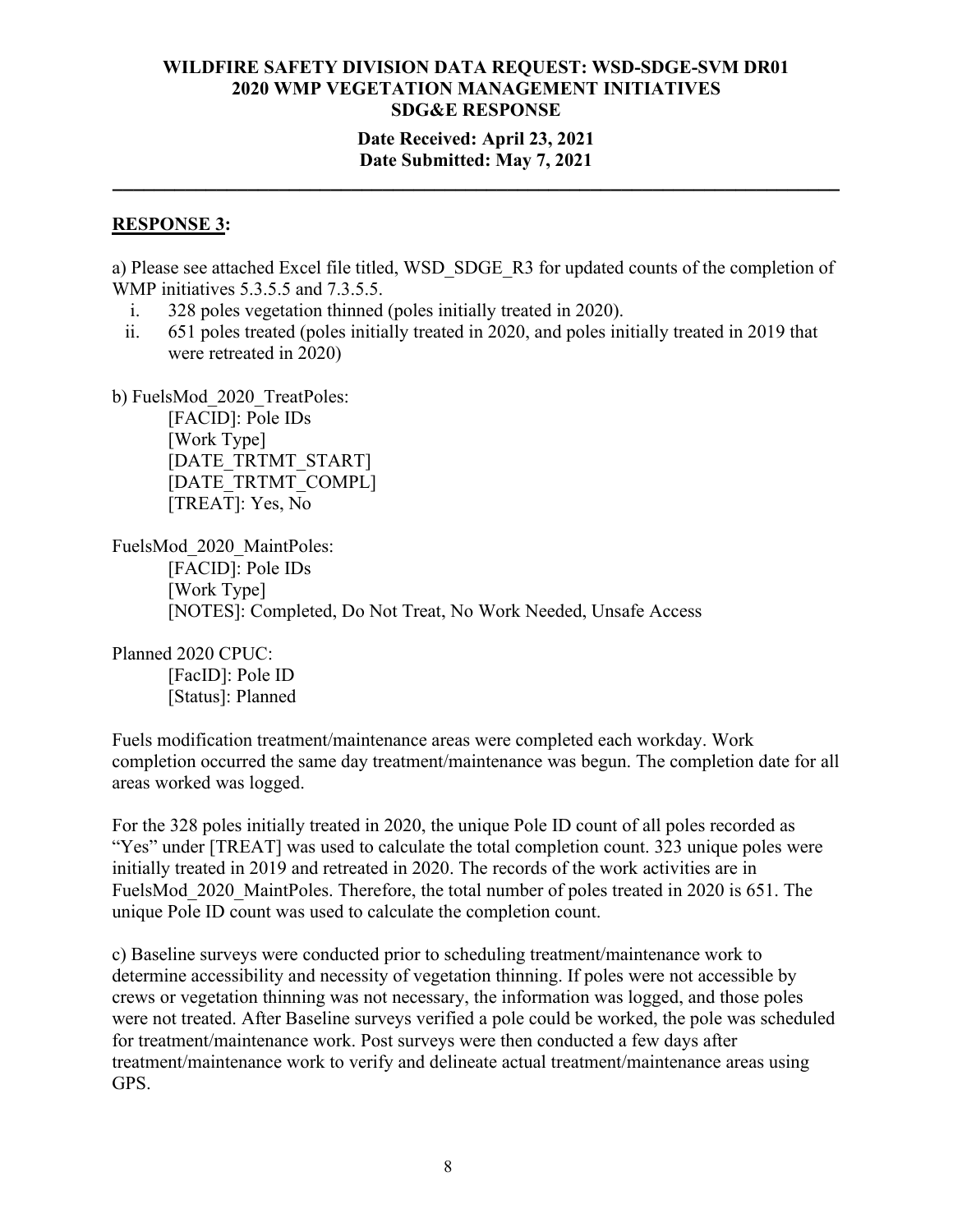**RESPONSE 3:**

a) Please see attached Excel file titled, WSD_SDGE_R3 for updated counts of the completion of WMP initiatives 5.3.5.5 and 7.3.5.5.

i. 328 poles vegetation thinned (poles initially treated in 2020).
ii. 651 poles treated (poles initially treated in 2020, and poles initially treated in 2019 that were retreated in 2020)

b) FuelsMod_2020_TreatPoles:

[FACID]: Pole IDs
[Work Type]
[DATE_TRTMT_START]
[DATE_TRTMT_COMPL]
[TREAT]: Yes, No

FuelsMod_2020_MaintPoles:

[FACID]: Pole IDs
[Work Type]
[NOTES]: Completed, Do Not Treat, No Work Needed, Unsafe Access

Planned 2020 CPUC:

[FacID]: Pole ID
[Status]: Planned

Fuels modification treatment/maintenance areas were completed each workday. Work completion occurred the same day treatment/maintenance was begun. The completion date for all areas worked was logged.

For the 328 poles initially treated in 2020, the unique Pole ID count of all poles recorded as "Yes" under [TREAT] was used to calculate the total completion count. 323 unique poles were initially treated in 2019 and retreated in 2020. The records of the work activities are in FuelsMod_2020_MaintPoles. Therefore, the total number of poles treated in 2020 is 651. The unique Pole ID count was used to calculate the completion count.

c) Baseline surveys were conducted prior to scheduling treatment/maintenance work to determine accessibility and necessity of vegetation thinning. If poles were not accessible by crews or vegetation thinning was not necessary, the information was logged, and those poles were not treated. After Baseline surveys verified a pole could be worked, the pole was scheduled for treatment/maintenance work. Post surveys were then conducted a few days after treatment/maintenance work to verify and delineate actual treatment/maintenance areas using GPS.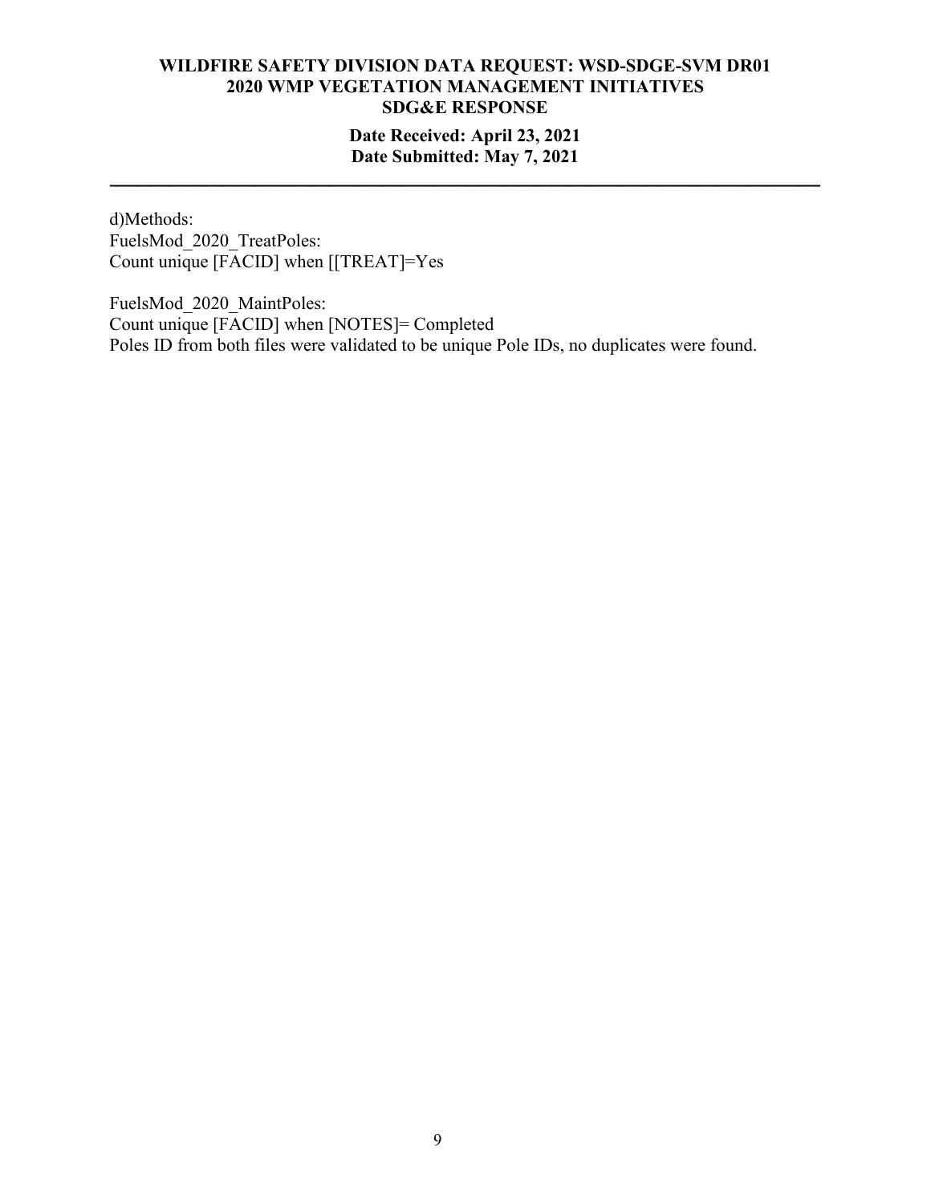d)Methods:
FuelsMod_2020_TreatPoles:
Count unique [FACID] when [[TREAT]=Yes

FuelsMod_2020_MaintPoles:
Count unique [FACID] when [NOTES]= Completed
Poles ID from both files were validated to be unique Pole IDs, no duplicates were found.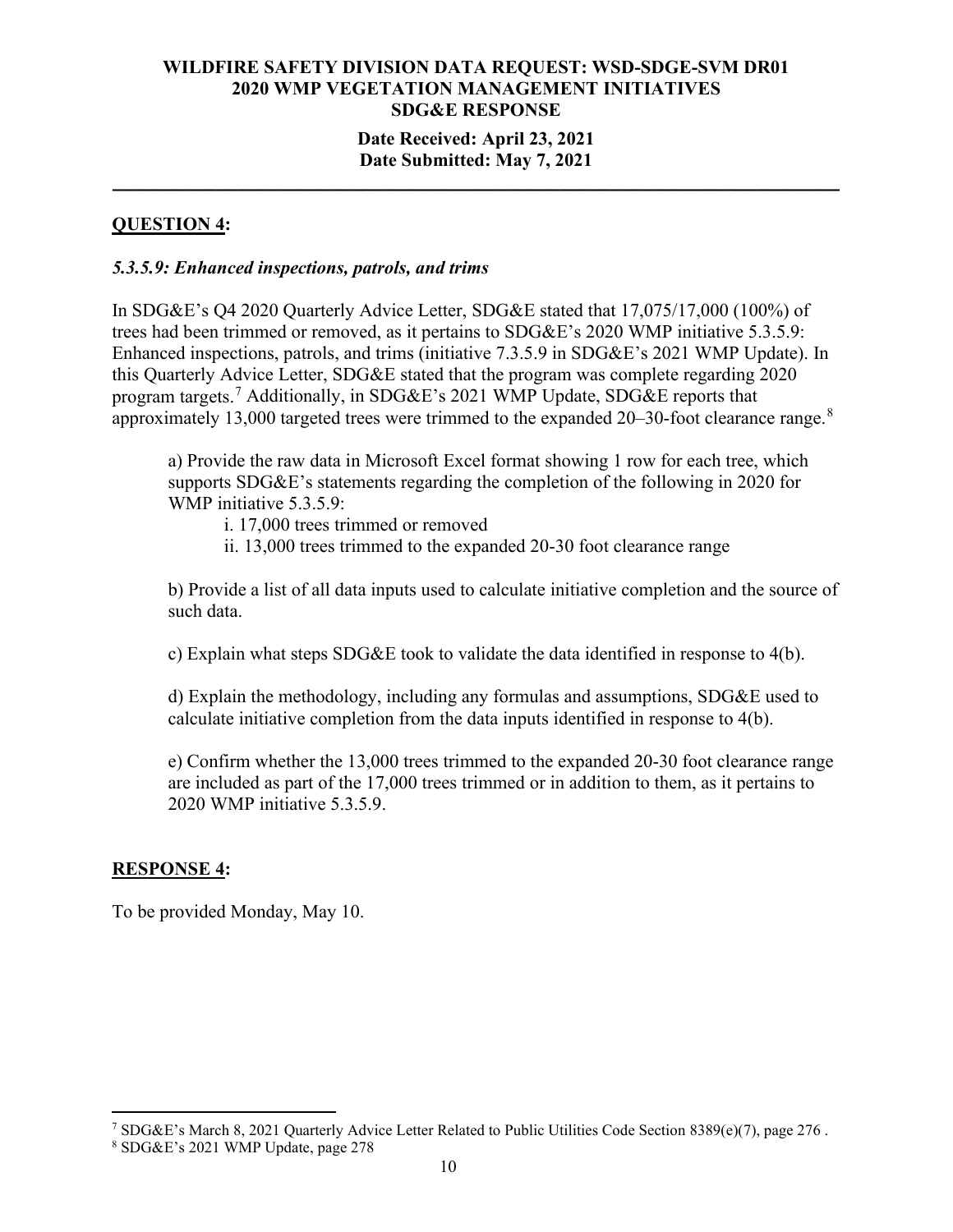**WILDFIRE SAFETY DIVISION DATA REQUEST: WSD-SDGE-SVM DR01**
**2020 WMP VEGETATION MANAGEMENT INITIATIVES**
**SDG&E RESPONSE**

**Date Received: April 23, 2021**
**Date Submitted: May 7, 2021**

---

## QUESTION 4:

### *5.3.5.9: Enhanced inspections, patrols, and trims*

In SDG&E's Q4 2020 Quarterly Advice Letter, SDG&E stated that 17,075/17,000 (100%) of trees had been trimmed or removed, as it pertains to SDG&E's 2020 WMP initiative 5.3.5.9: Enhanced inspections, patrols, and trims (initiative 7.3.5.9 in SDG&E's 2021 WMP Update). In this Quarterly Advice Letter, SDG&E stated that the program was complete regarding 2020 program targets.[7] Additionally, in SDG&E's 2021 WMP Update, SDG&E reports that approximately 13,000 targeted trees were trimmed to the expanded 20–30-foot clearance range.[8]

a) Provide the raw data in Microsoft Excel format showing 1 row for each tree, which supports SDG&E's statements regarding the completion of the following in 2020 for WMP initiative 5.3.5.9:

i. 17,000 trees trimmed or removed

ii. 13,000 trees trimmed to the expanded 20-30 foot clearance range

b) Provide a list of all data inputs used to calculate initiative completion and the source of such data.

c) Explain what steps SDG&E took to validate the data identified in response to 4(b).

d) Explain the methodology, including any formulas and assumptions, SDG&E used to calculate initiative completion from the data inputs identified in response to 4(b).

e) Confirm whether the 13,000 trees trimmed to the expanded 20-30 foot clearance range are included as part of the 17,000 trees trimmed or in addition to them, as it pertains to 2020 WMP initiative 5.3.5.9.

## RESPONSE 4:

To be provided Monday, May 10.

---

[7] SDG&E's March 8, 2021 Quarterly Advice Letter Related to Public Utilities Code Section 8389(e)(7), page 276 .

[8] SDG&E's 2021 WMP Update, page 278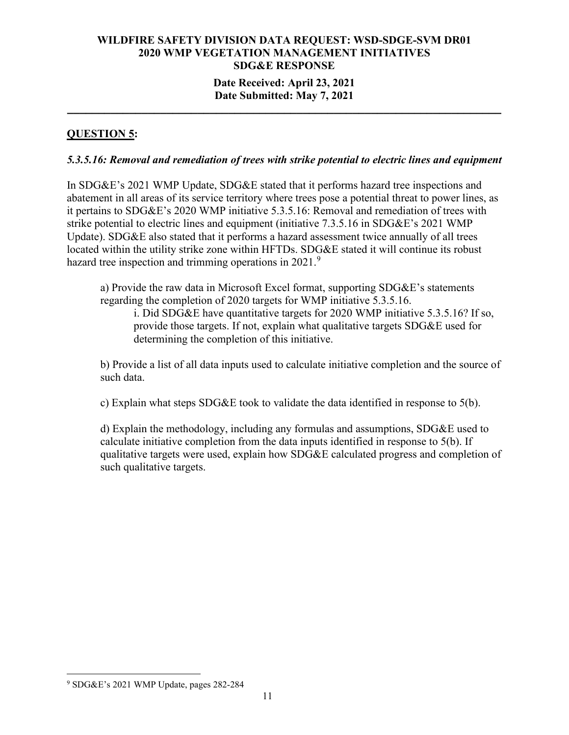**QUESTION 5:**

***5.3.5.16: Removal and remediation of trees with strike potential to electric lines and equipment***

In SDG&E's 2021 WMP Update, SDG&E stated that it performs hazard tree inspections and abatement in all areas of its service territory where trees pose a potential threat to power lines, as it pertains to SDG&E's 2020 WMP initiative 5.3.5.16: Removal and remediation of trees with strike potential to electric lines and equipment (initiative 7.3.5.16 in SDG&E's 2021 WMP Update). SDG&E also stated that it performs a hazard assessment twice annually of all trees located within the utility strike zone within HFTDs. SDG&E stated it will continue its robust hazard tree inspection and trimming operations in 2021.[9]

a) Provide the raw data in Microsoft Excel format, supporting SDG&E's statements regarding the completion of 2020 targets for WMP initiative 5.3.5.16.

i. Did SDG&E have quantitative targets for 2020 WMP initiative 5.3.5.16? If so, provide those targets. If not, explain what qualitative targets SDG&E used for determining the completion of this initiative.

b) Provide a list of all data inputs used to calculate initiative completion and the source of such data.

c) Explain what steps SDG&E took to validate the data identified in response to 5(b).

d) Explain the methodology, including any formulas and assumptions, SDG&E used to calculate initiative completion from the data inputs identified in response to 5(b). If qualitative targets were used, explain how SDG&E calculated progress and completion of such qualitative targets.

[9] SDG&E's 2021 WMP Update, pages 282-284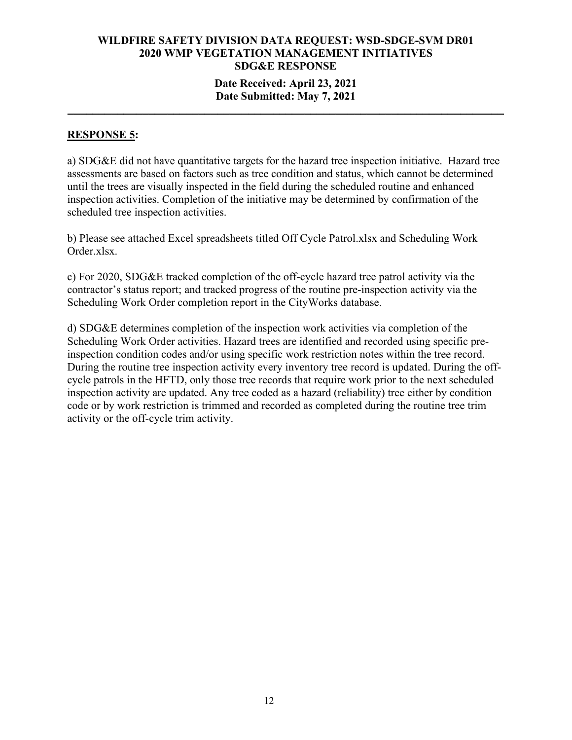# WILDFIRE SAFETY DIVISION DATA REQUEST: WSD-SDGE-SVM DR01
# 2020 WMP VEGETATION MANAGEMENT INITIATIVES
# SDG&E RESPONSE

**Date Received: April 23, 2021**
**Date Submitted: May 7, 2021**

---

## RESPONSE 5:

a) SDG&E did not have quantitative targets for the hazard tree inspection initiative. Hazard tree assessments are based on factors such as tree condition and status, which cannot be determined until the trees are visually inspected in the field during the scheduled routine and enhanced inspection activities. Completion of the initiative may be determined by confirmation of the scheduled tree inspection activities.

b) Please see attached Excel spreadsheets titled Off Cycle Patrol.xlsx and Scheduling Work Order.xlsx.

c) For 2020, SDG&E tracked completion of the off-cycle hazard tree patrol activity via the contractor's status report; and tracked progress of the routine pre-inspection activity via the Scheduling Work Order completion report in the CityWorks database.

d) SDG&E determines completion of the inspection work activities via completion of the Scheduling Work Order activities. Hazard trees are identified and recorded using specific pre-inspection condition codes and/or using specific work restriction notes within the tree record. During the routine tree inspection activity every inventory tree record is updated. During the off-cycle patrols in the HFTD, only those tree records that require work prior to the next scheduled inspection activity are updated. Any tree coded as a hazard (reliability) tree either by condition code or by work restriction is trimmed and recorded as completed during the routine tree trim activity or the off-cycle trim activity.